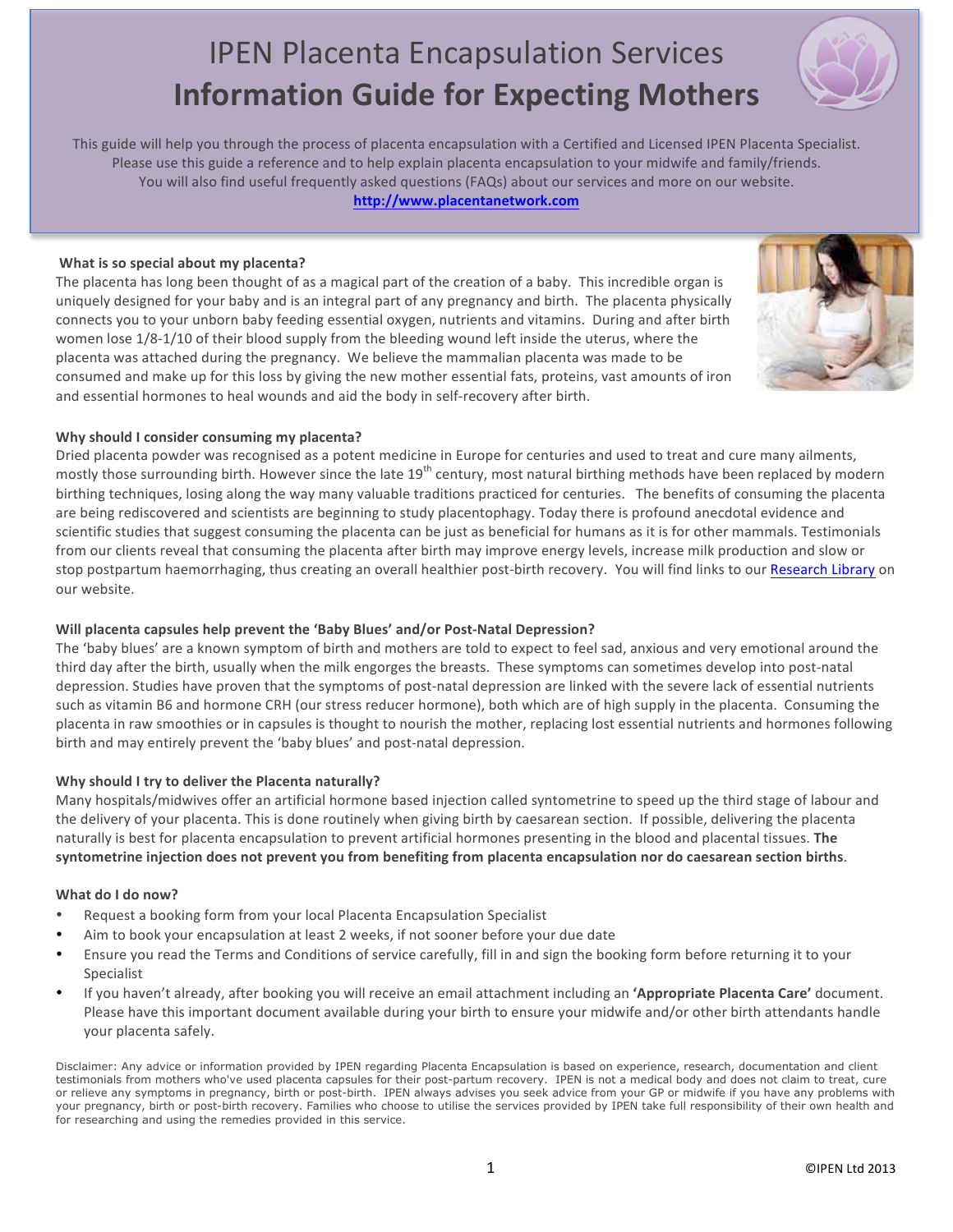# IPEN Placenta Encapsulation Services

# Information Guide for Expecting Mothers

This guide will help you through the process of placenta encapsulation with a Certified and Licensed IPEN Placenta Specialist. Please use this guide a reference and to help explain placenta encapsulation to your midwife and family/friends. You will also find useful frequently asked questions (FAQs) about our services and more on our website.

**http://www.placentanetwork.com**

### What is so special about my placenta?

The placenta has long been thought of as a magical part of the creation of a baby. This incredible organ is uniquely designed for your baby and is an integral part of any pregnancy and birth. The placenta physically connects you to your unborn baby feeding essential oxygen, nutrients and vitamins. During and after birth women lose 1/8-1/10 of their blood supply from the bleeding wound left inside the uterus, where the placenta was attached during the pregnancy. We believe the mammalian placenta was made to be consumed and make up for this loss by giving the new mother essential fats, proteins, vast amounts of iron and essential hormones to heal wounds and aid the body in self-recovery after birth.

### Why should I consider consuming my placenta?

Dried placenta powder was recognised as a potent medicine in Europe for centuries and used to treat and cure many ailments, mostly those surrounding birth. However since the late 19th century, most natural birthing methods have been replaced by modern birthing techniques, losing along the way many valuable traditions practiced for centuries. The benefits of consuming the placenta are being rediscovered and scientists are beginning to study placentophagy. Today there is profound anecdotal evidence and scientific studies that suggest consuming the placenta can be just as beneficial for humans as it is for other mammals. Testimonials from our clients reveal that consuming the placenta after birth may improve energy levels, increase milk production and slow or stop postpartum haemorrhaging, thus creating an overall healthier post-birth recovery. You will find links to our Research Library on our website.

### Will placenta capsules help prevent the 'Baby Blues' and/or Post-Natal Depression?

The 'baby blues' are a known symptom of birth and mothers are told to expect to feel sad, anxious and very emotional around the third day after the birth, usually when the milk engorges the breasts. These symptoms can sometimes develop into post-natal depression. Studies have proven that the symptoms of post-natal depression are linked with the severe lack of essential nutrients such as vitamin B6 and hormone CRH (our stress reducer hormone), both which are of high supply in the placenta. Consuming the placenta in raw smoothies or in capsules is thought to nourish the mother, replacing lost essential nutrients and hormones following birth and may entirely prevent the 'baby blues' and post-natal depression.

### Why should I try to deliver the Placenta naturally?

Many hospitals/midwives offer an artificial hormone based injection called syntometrine to speed up the third stage of labour and the delivery of your placenta. This is done routinely when giving birth by caesarean section. If possible, delivering the placenta naturally is best for placenta encapsulation to prevent artificial hormones presenting in the blood and placental tissues. **The syntometrine injection does not prevent you from benefiting from placenta encapsulation nor do caesarean section births**.

### What do I do now?

- Request a booking form from your local Placenta Encapsulation Specialist
- Aim to book your encapsulation at least 2 weeks, if not sooner before your due date
- Ensure you read the Terms and Conditions of service carefully, fill in and sign the booking form before returning it to your Specialist
- If you haven't already, after booking you will receive an email attachment including an **'Appropriate Placenta Care'** document. Please have this important document available during your birth to ensure your midwife and/or other birth attendants handle your placenta safely.

Disclaimer: Any advice or information provided by IPEN regarding Placenta Encapsulation is based on experience, research, documentation and client testimonials from mothers who've used placenta capsules for their post-partum recovery. IPEN is not a medical body and does not claim to treat, cure or relieve any symptoms in pregnancy, birth or post-birth. IPEN always advises you seek advice from your GP or midwife if you have any problems with your pregnancy, birth or post-birth recovery. Families who choose to utilise the services provided by IPEN take full responsibility of their own health and for researching and using the remedies provided in this service.

©IPEN Ltd 2013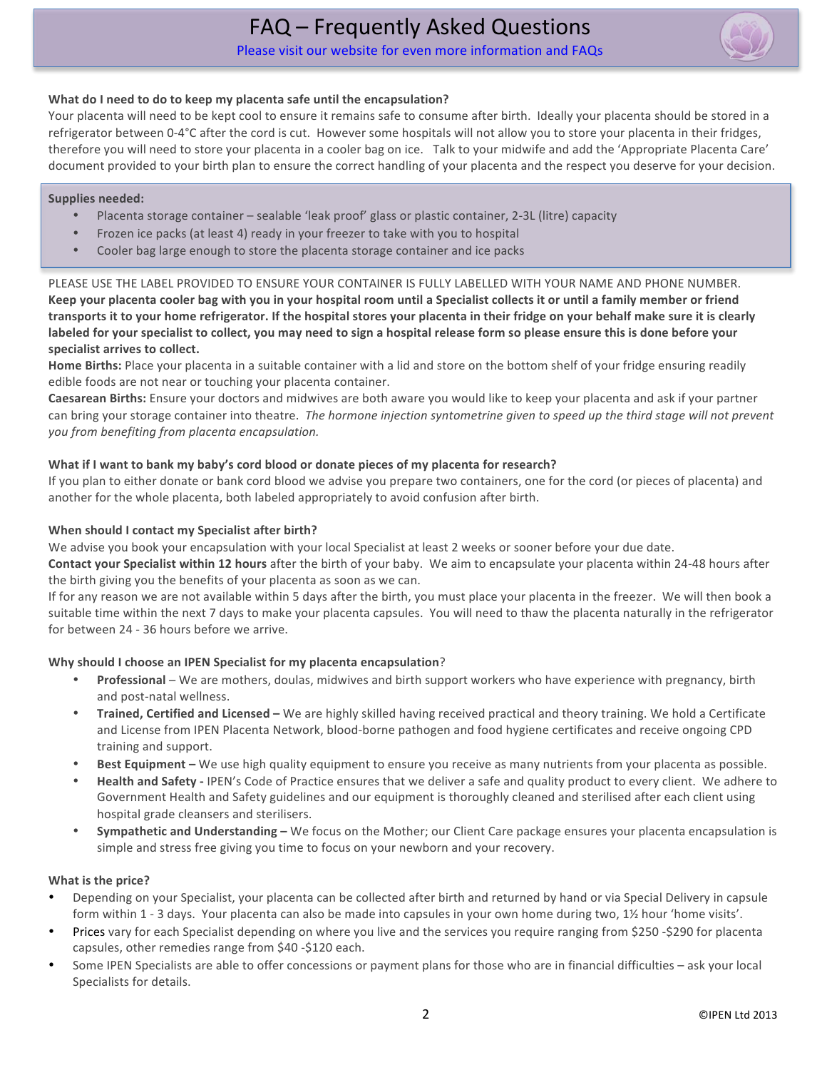# FAQ – Frequently Asked Questions

Please visit our website for even more information and FAQs

**What do I need to do to keep my placenta safe until the encapsulation?**

Your placenta will need to be kept cool to ensure it remains safe to consume after birth. Ideally your placenta should be stored in a refrigerator between 0-4°C after the cord is cut. However some hospitals will not allow you to store your placenta in their fridges, therefore you will need to store your placenta in a cooler bag on ice. Talk to your midwife and add the 'Appropriate Placenta Care' document provided to your birth plan to ensure the correct handling of your placenta and the respect you deserve for your decision.

**Supplies needed:**

- Placenta storage container – sealable 'leak proof' glass or plastic container, 2-3L (litre) capacity
- Frozen ice packs (at least 4) ready in your freezer to take with you to hospital
- Cooler bag large enough to store the placenta storage container and ice packs

PLEASE USE THE LABEL PROVIDED TO ENSURE YOUR CONTAINER IS FULLY LABELLED WITH YOUR NAME AND PHONE NUMBER. **Keep your placenta cooler bag with you in your hospital room until a Specialist collects it or until a family member or friend transports it to your home refrigerator. If the hospital stores your placenta in their fridge on your behalf make sure it is clearly labeled for your specialist to collect, you may need to sign a hospital release form so please ensure this is done before your specialist arrives to collect.**

**Home Births:** Place your placenta in a suitable container with a lid and store on the bottom shelf of your fridge ensuring readily edible foods are not near or touching your placenta container.

**Caesarean Births:** Ensure your doctors and midwives are both aware you would like to keep your placenta and ask if your partner can bring your storage container into theatre. *The hormone injection syntometrine given to speed up the third stage will not prevent you from benefiting from placenta encapsulation.*

**What if I want to bank my baby's cord blood or donate pieces of my placenta for research?**

If you plan to either donate or bank cord blood we advise you prepare two containers, one for the cord (or pieces of placenta) and another for the whole placenta, both labeled appropriately to avoid confusion after birth.

**When should I contact my Specialist after birth?**

We advise you book your encapsulation with your local Specialist at least 2 weeks or sooner before your due date.

**Contact your Specialist within 12 hours** after the birth of your baby. We aim to encapsulate your placenta within 24-48 hours after the birth giving you the benefits of your placenta as soon as we can.

If for any reason we are not available within 5 days after the birth, you must place your placenta in the freezer. We will then book a suitable time within the next 7 days to make your placenta capsules. You will need to thaw the placenta naturally in the refrigerator for between 24 - 36 hours before we arrive.

**Why should I choose an IPEN Specialist for my placenta encapsulation**?

- **Professional** – We are mothers, doulas, midwives and birth support workers who have experience with pregnancy, birth and post-natal wellness.
- **Trained, Certified and Licensed –** We are highly skilled having received practical and theory training. We hold a Certificate and License from IPEN Placenta Network, blood-borne pathogen and food hygiene certificates and receive ongoing CPD training and support.
- **Best Equipment –** We use high quality equipment to ensure you receive as many nutrients from your placenta as possible.
- **Health and Safety -** IPEN's Code of Practice ensures that we deliver a safe and quality product to every client. We adhere to Government Health and Safety guidelines and our equipment is thoroughly cleaned and sterilised after each client using hospital grade cleansers and sterilisers.
- **Sympathetic and Understanding –** We focus on the Mother; our Client Care package ensures your placenta encapsulation is simple and stress free giving you time to focus on your newborn and your recovery.

**What is the price?**

- Depending on your Specialist, your placenta can be collected after birth and returned by hand or via Special Delivery in capsule form within 1 - 3 days. Your placenta can also be made into capsules in your own home during two, 1½ hour 'home visits'.
- Prices vary for each Specialist depending on where you live and the services you require ranging from $250 -$290 for placenta capsules, other remedies range from $40 -$120 each.
- Some IPEN Specialists are able to offer concessions or payment plans for those who are in financial difficulties – ask your local Specialists for details.

©IPEN Ltd 2013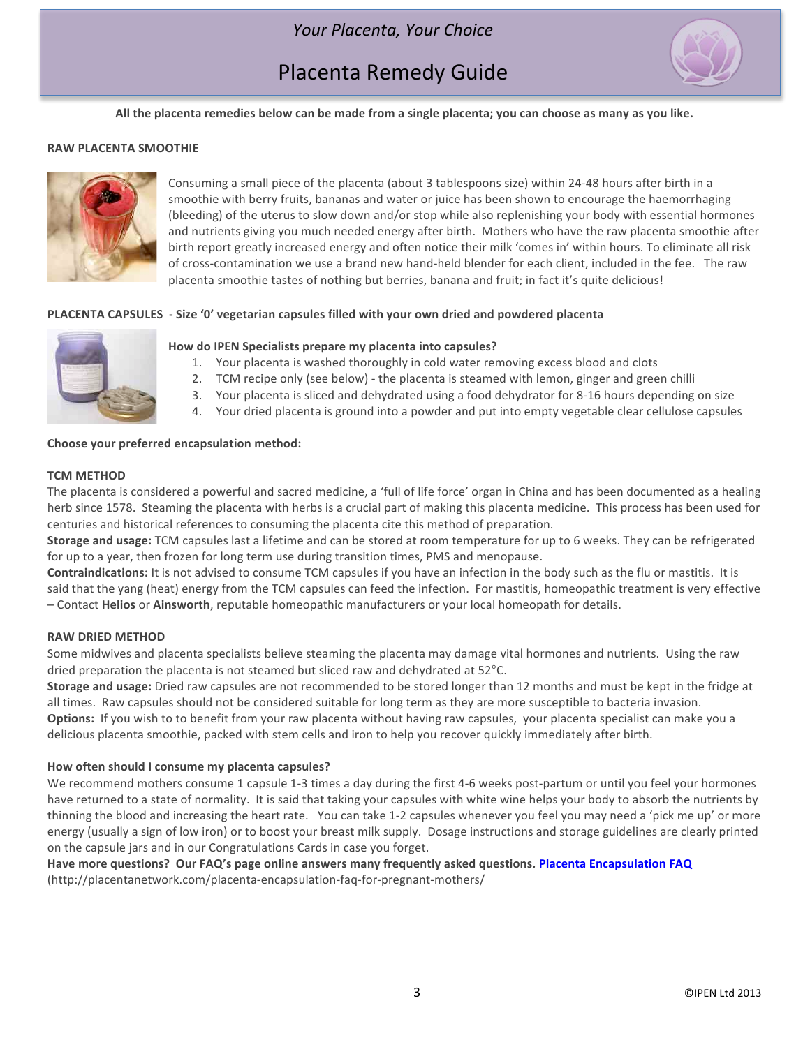*Your Placenta, Your Choice*

# Placenta Remedy Guide

**All the placenta remedies below can be made from a single placenta; you can choose as many as you like.**

## RAW PLACENTA SMOOTHIE

Consuming a small piece of the placenta (about 3 tablespoons size) within 24-48 hours after birth in a smoothie with berry fruits, bananas and water or juice has been shown to encourage the haemorrhaging (bleeding) of the uterus to slow down and/or stop while also replenishing your body with essential hormones and nutrients giving you much needed energy after birth. Mothers who have the raw placenta smoothie after birth report greatly increased energy and often notice their milk 'comes in' within hours. To eliminate all risk of cross-contamination we use a brand new hand-held blender for each client, included in the fee. The raw placenta smoothie tastes of nothing but berries, banana and fruit; in fact it's quite delicious!

## PLACENTA CAPSULES - Size '0' vegetarian capsules filled with your own dried and powdered placenta

**How do IPEN Specialists prepare my placenta into capsules?**

1. Your placenta is washed thoroughly in cold water removing excess blood and clots
2. TCM recipe only (see below) - the placenta is steamed with lemon, ginger and green chilli
3. Your placenta is sliced and dehydrated using a food dehydrator for 8-16 hours depending on size
4. Your dried placenta is ground into a powder and put into empty vegetable clear cellulose capsules

**Choose your preferred encapsulation method:**

### TCM METHOD

The placenta is considered a powerful and sacred medicine, a 'full of life force' organ in China and has been documented as a healing herb since 1578. Steaming the placenta with herbs is a crucial part of making this placenta medicine. This process has been used for centuries and historical references to consuming the placenta cite this method of preparation.

**Storage and usage:** TCM capsules last a lifetime and can be stored at room temperature for up to 6 weeks. They can be refrigerated for up to a year, then frozen for long term use during transition times, PMS and menopause.

**Contraindications:** It is not advised to consume TCM capsules if you have an infection in the body such as the flu or mastitis. It is said that the yang (heat) energy from the TCM capsules can feed the infection. For mastitis, homeopathic treatment is very effective – Contact **Helios** or **Ainsworth**, reputable homeopathic manufacturers or your local homeopath for details.

### RAW DRIED METHOD

Some midwives and placenta specialists believe steaming the placenta may damage vital hormones and nutrients. Using the raw dried preparation the placenta is not steamed but sliced raw and dehydrated at 52°C.

**Storage and usage:** Dried raw capsules are not recommended to be stored longer than 12 months and must be kept in the fridge at all times. Raw capsules should not be considered suitable for long term as they are more susceptible to bacteria invasion.

**Options:** If you wish to to benefit from your raw placenta without having raw capsules, your placenta specialist can make you a delicious placenta smoothie, packed with stem cells and iron to help you recover quickly immediately after birth.

**How often should I consume my placenta capsules?**

We recommend mothers consume 1 capsule 1-3 times a day during the first 4-6 weeks post-partum or until you feel your hormones have returned to a state of normality. It is said that taking your capsules with white wine helps your body to absorb the nutrients by thinning the blood and increasing the heart rate. You can take 1-2 capsules whenever you feel you may need a 'pick me up' or more energy (usually a sign of low iron) or to boost your breast milk supply. Dosage instructions and storage guidelines are clearly printed on the capsule jars and in our Congratulations Cards in case you forget.

**Have more questions? Our FAQ's page online answers many frequently asked questions. Placenta Encapsulation FAQ** (http://placentanetwork.com/placenta-encapsulation-faq-for-pregnant-mothers/

©IPEN Ltd 2013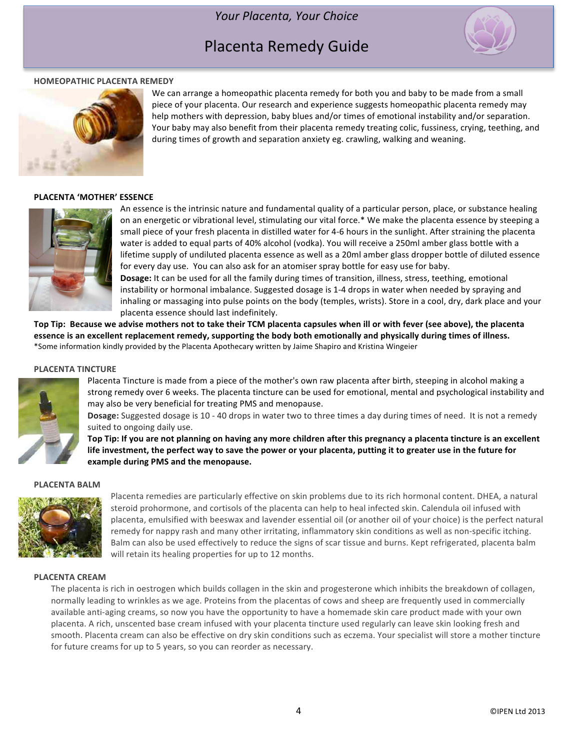*Your Placenta, Your Choice*

# Placenta Remedy Guide

## HOMEOPATHIC PLACENTA REMEDY

We can arrange a homeopathic placenta remedy for both you and baby to be made from a small piece of your placenta. Our research and experience suggests homeopathic placenta remedy may help mothers with depression, baby blues and/or times of emotional instability and/or separation. Your baby may also benefit from their placenta remedy treating colic, fussiness, crying, teething, and during times of growth and separation anxiety eg. crawling, walking and weaning.

## PLACENTA 'MOTHER' ESSENCE

An essence is the intrinsic nature and fundamental quality of a particular person, place, or substance healing on an energetic or vibrational level, stimulating our vital force.* We make the placenta essence by steeping a small piece of your fresh placenta in distilled water for 4-6 hours in the sunlight. After straining the placenta water is added to equal parts of 40% alcohol (vodka). You will receive a 250ml amber glass bottle with a lifetime supply of undiluted placenta essence as well as a 20ml amber glass dropper bottle of diluted essence for every day use. You can also ask for an atomiser spray bottle for easy use for baby.

**Dosage:** It can be used for all the family during times of transition, illness, stress, teething, emotional instability or hormonal imbalance. Suggested dosage is 1-4 drops in water when needed by spraying and inhaling or massaging into pulse points on the body (temples, wrists). Store in a cool, dry, dark place and your placenta essence should last indefinitely.

**Top Tip: Because we advise mothers not to take their TCM placenta capsules when ill or with fever (see above), the placenta essence is an excellent replacement remedy, supporting the body both emotionally and physically during times of illness.**

*Some information kindly provided by the Placenta Apothecary written by Jaime Shapiro and Kristina Wingeier

## PLACENTA TINCTURE

Placenta Tincture is made from a piece of the mother's own raw placenta after birth, steeping in alcohol making a strong remedy over 6 weeks. The placenta tincture can be used for emotional, mental and psychological instability and may also be very beneficial for treating PMS and menopause.

**Dosage:** Suggested dosage is 10 - 40 drops in water two to three times a day during times of need. It is not a remedy suited to ongoing daily use.

**Top Tip: If you are not planning on having any more children after this pregnancy a placenta tincture is an excellent life investment, the perfect way to save the power or your placenta, putting it to greater use in the future for example during PMS and the menopause.**

## PLACENTA BALM

Placenta remedies are particularly effective on skin problems due to its rich hormonal content. DHEA, a natural steroid prohormone, and cortisols of the placenta can help to heal infected skin. Calendula oil infused with placenta, emulsified with beeswax and lavender essential oil (or another oil of your choice) is the perfect natural remedy for nappy rash and many other irritating, inflammatory skin conditions as well as non-specific itching. Balm can also be used effectively to reduce the signs of scar tissue and burns. Kept refrigerated, placenta balm will retain its healing properties for up to 12 months.

## PLACENTA CREAM

The placenta is rich in oestrogen which builds collagen in the skin and progesterone which inhibits the breakdown of collagen, normally leading to wrinkles as we age. Proteins from the placentas of cows and sheep are frequently used in commercially available anti-aging creams, so now you have the opportunity to have a homemade skin care product made with your own placenta. A rich, unscented base cream infused with your placenta tincture used regularly can leave skin looking fresh and smooth. Placenta cream can also be effective on dry skin conditions such as eczema. Your specialist will store a mother tincture for future creams for up to 5 years, so you can reorder as necessary.

©IPEN Ltd 2013